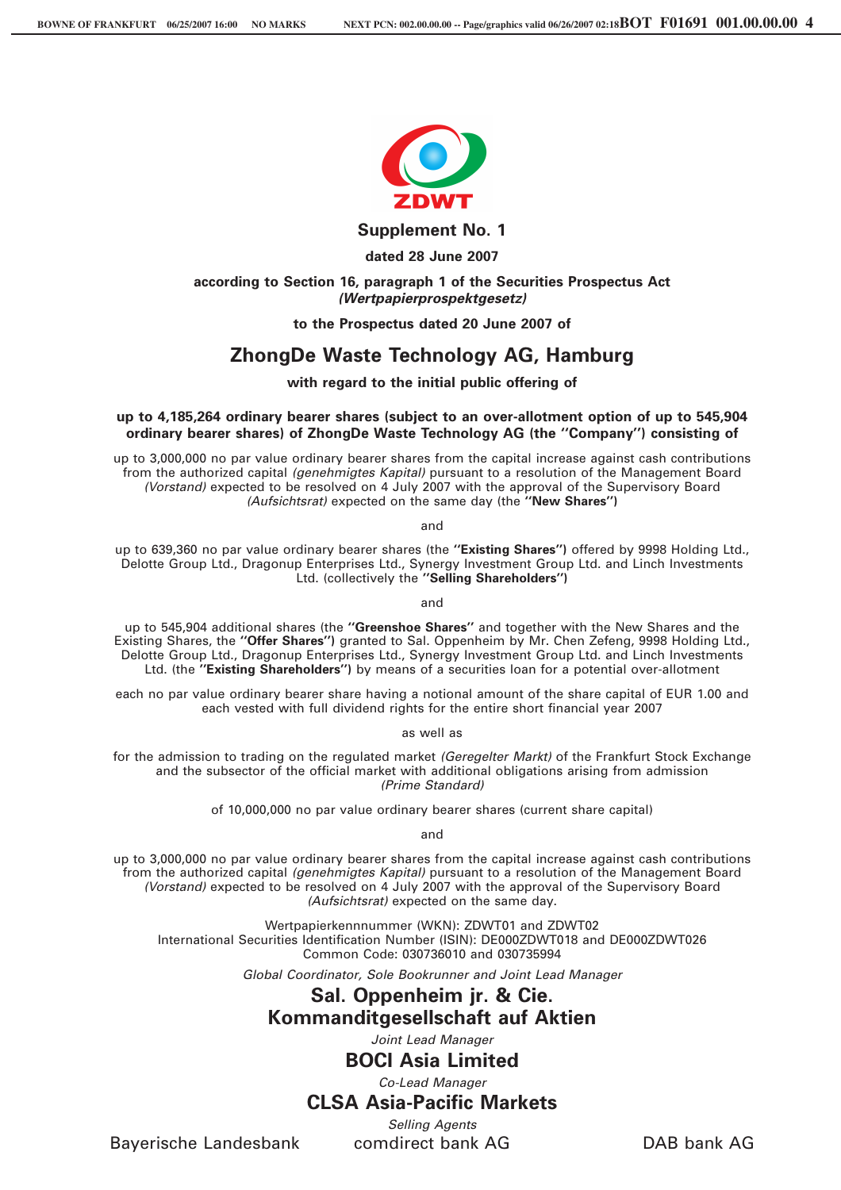# Supplement No. 1

**dated 28 June 2007**

**according to Section 16, paragraph 1 of the Securities Prospectus Act** ***(Wertpapierprospektgesetz)***

**to the Prospectus dated 20 June 2007 of**

## ZhongDe Waste Technology AG, Hamburg

**with regard to the initial public offering of**

**up to 4,185,264 ordinary bearer shares (subject to an over-allotment option of up to 545,904 ordinary bearer shares) of ZhongDe Waste Technology AG (the ''Company'') consisting of**

up to 3,000,000 no par value ordinary bearer shares from the capital increase against cash contributions from the authorized capital *(genehmigtes Kapital)* pursuant to a resolution of the Management Board *(Vorstand)* expected to be resolved on 4 July 2007 with the approval of the Supervisory Board *(Aufsichtsrat)* expected on the same day (the **''New Shares'')**

and

up to 639,360 no par value ordinary bearer shares (the **''Existing Shares'')** offered by 9998 Holding Ltd., Delotte Group Ltd., Dragonup Enterprises Ltd., Synergy Investment Group Ltd. and Linch Investments Ltd. (collectively the **''Selling Shareholders'')**

and

up to 545,904 additional shares (the **''Greenshoe Shares''** and together with the New Shares and the Existing Shares, the **''Offer Shares'')** granted to Sal. Oppenheim by Mr. Chen Zefeng, 9998 Holding Ltd., Delotte Group Ltd., Dragonup Enterprises Ltd., Synergy Investment Group Ltd. and Linch Investments Ltd. (the **''Existing Shareholders'')** by means of a securities loan for a potential over-allotment

each no par value ordinary bearer share having a notional amount of the share capital of EUR 1.00 and each vested with full dividend rights for the entire short financial year 2007

as well as

for the admission to trading on the regulated market *(Geregelter Markt)* of the Frankfurt Stock Exchange and the subsector of the official market with additional obligations arising from admission *(Prime Standard)*

of 10,000,000 no par value ordinary bearer shares (current share capital)

and

up to 3,000,000 no par value ordinary bearer shares from the capital increase against cash contributions from the authorized capital *(genehmigtes Kapital)* pursuant to a resolution of the Management Board *(Vorstand)* expected to be resolved on 4 July 2007 with the approval of the Supervisory Board *(Aufsichtsrat)* expected on the same day.

Wertpapierkennnummer (WKN): ZDWT01 and ZDWT02
International Securities Identification Number (ISIN): DE000ZDWT018 and DE000ZDWT026
Common Code: 030736010 and 030735994

*Global Coordinator, Sole Bookrunner and Joint Lead Manager*

**Sal. Oppenheim jr. & Cie.**
**Kommanditgesellschaft auf Aktien**

*Joint Lead Manager*

**BOCI Asia Limited**

*Co-Lead Manager*

**CLSA Asia-Pacific Markets**

*Selling Agents*

Bayerische Landesbank | comdirect bank AG | DAB bank AG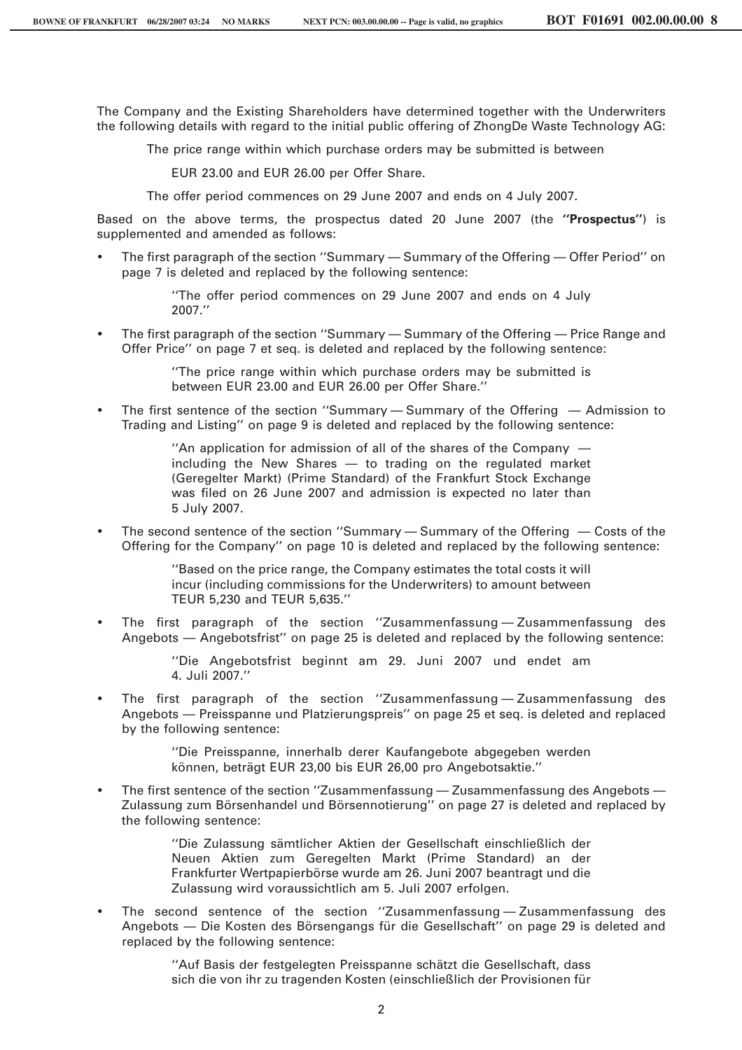The Company and the Existing Shareholders have determined together with the Underwriters the following details with regard to the initial public offering of ZhongDe Waste Technology AG:

> The price range within which purchase orders may be submitted is between
>
> > EUR 23.00 and EUR 26.00 per Offer Share.
>
> The offer period commences on 29 June 2007 and ends on 4 July 2007.

Based on the above terms, the prospectus dated 20 June 2007 (the **''Prospectus''**) is supplemented and amended as follows:

- The first paragraph of the section ''Summary — Summary of the Offering — Offer Period'' on page 7 is deleted and replaced by the following sentence:

  > ''The offer period commences on 29 June 2007 and ends on 4 July 2007.''

- The first paragraph of the section ''Summary — Summary of the Offering — Price Range and Offer Price'' on page 7 et seq. is deleted and replaced by the following sentence:

  > ''The price range within which purchase orders may be submitted is between EUR 23.00 and EUR 26.00 per Offer Share.''

- The first sentence of the section ''Summary — Summary of the Offering — Admission to Trading and Listing'' on page 9 is deleted and replaced by the following sentence:

  > ''An application for admission of all of the shares of the Company — including the New Shares — to trading on the regulated market (Geregelter Markt) (Prime Standard) of the Frankfurt Stock Exchange was filed on 26 June 2007 and admission is expected no later than 5 July 2007.

- The second sentence of the section ''Summary — Summary of the Offering — Costs of the Offering for the Company'' on page 10 is deleted and replaced by the following sentence:

  > ''Based on the price range, the Company estimates the total costs it will incur (including commissions for the Underwriters) to amount between TEUR 5,230 and TEUR 5,635.''

- The first paragraph of the section ''Zusammenfassung — Zusammenfassung des Angebots — Angebotsfrist'' on page 25 is deleted and replaced by the following sentence:

  > ''Die Angebotsfrist beginnt am 29. Juni 2007 und endet am 4. Juli 2007.''

- The first paragraph of the section ''Zusammenfassung — Zusammenfassung des Angebots — Preisspanne und Platzierungspreis'' on page 25 et seq. is deleted and replaced by the following sentence:

  > ''Die Preisspanne, innerhalb derer Kaufangebote abgegeben werden können, beträgt EUR 23,00 bis EUR 26,00 pro Angebotsaktie.''

- The first sentence of the section ''Zusammenfassung — Zusammenfassung des Angebots — Zulassung zum Börsenhandel und Börsennotierung'' on page 27 is deleted and replaced by the following sentence:

  > ''Die Zulassung sämtlicher Aktien der Gesellschaft einschließlich der Neuen Aktien zum Geregelten Markt (Prime Standard) an der Frankfurter Wertpapierbörse wurde am 26. Juni 2007 beantragt und die Zulassung wird voraussichtlich am 5. Juli 2007 erfolgen.

- The second sentence of the section ''Zusammenfassung — Zusammenfassung des Angebots — Die Kosten des Börsengangs für die Gesellschaft'' on page 29 is deleted and replaced by the following sentence:

  > ''Auf Basis der festgelegten Preisspanne schätzt die Gesellschaft, dass sich die von ihr zu tragenden Kosten (einschließlich der Provisionen für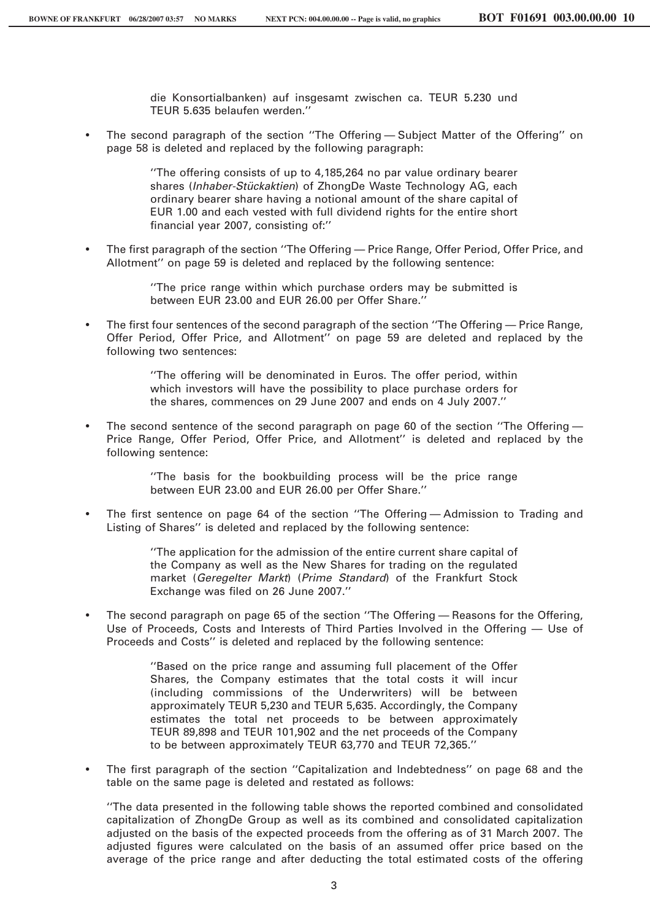> die Konsortialbanken) auf insgesamt zwischen ca. TEUR 5.230 und TEUR 5.635 belaufen werden.''

- The second paragraph of the section ''The Offering — Subject Matter of the Offering'' on page 58 is deleted and replaced by the following paragraph:

  > ''The offering consists of up to 4,185,264 no par value ordinary bearer shares (*Inhaber-Stückaktien*) of ZhongDe Waste Technology AG, each ordinary bearer share having a notional amount of the share capital of EUR 1.00 and each vested with full dividend rights for the entire short financial year 2007, consisting of:''

- The first paragraph of the section ''The Offering — Price Range, Offer Period, Offer Price, and Allotment'' on page 59 is deleted and replaced by the following sentence:

  > ''The price range within which purchase orders may be submitted is between EUR 23.00 and EUR 26.00 per Offer Share.''

- The first four sentences of the second paragraph of the section ''The Offering — Price Range, Offer Period, Offer Price, and Allotment'' on page 59 are deleted and replaced by the following two sentences:

  > ''The offering will be denominated in Euros. The offer period, within which investors will have the possibility to place purchase orders for the shares, commences on 29 June 2007 and ends on 4 July 2007.''

- The second sentence of the second paragraph on page 60 of the section ''The Offering — Price Range, Offer Period, Offer Price, and Allotment'' is deleted and replaced by the following sentence:

  > ''The basis for the bookbuilding process will be the price range between EUR 23.00 and EUR 26.00 per Offer Share.''

- The first sentence on page 64 of the section ''The Offering — Admission to Trading and Listing of Shares'' is deleted and replaced by the following sentence:

  > ''The application for the admission of the entire current share capital of the Company as well as the New Shares for trading on the regulated market (*Geregelter Markt*) (*Prime Standard*) of the Frankfurt Stock Exchange was filed on 26 June 2007.''

- The second paragraph on page 65 of the section ''The Offering — Reasons for the Offering, Use of Proceeds, Costs and Interests of Third Parties Involved in the Offering — Use of Proceeds and Costs'' is deleted and replaced by the following sentence:

  > ''Based on the price range and assuming full placement of the Offer Shares, the Company estimates that the total costs it will incur (including commissions of the Underwriters) will be between approximately TEUR 5,230 and TEUR 5,635. Accordingly, the Company estimates the total net proceeds to be between approximately TEUR 89,898 and TEUR 101,902 and the net proceeds of the Company to be between approximately TEUR 63,770 and TEUR 72,365.''

- The first paragraph of the section ''Capitalization and Indebtedness'' on page 68 and the table on the same page is deleted and restated as follows:

''The data presented in the following table shows the reported combined and consolidated capitalization of ZhongDe Group as well as its combined and consolidated capitalization adjusted on the basis of the expected proceeds from the offering as of 31 March 2007. The adjusted figures were calculated on the basis of an assumed offer price based on the average of the price range and after deducting the total estimated costs of the offering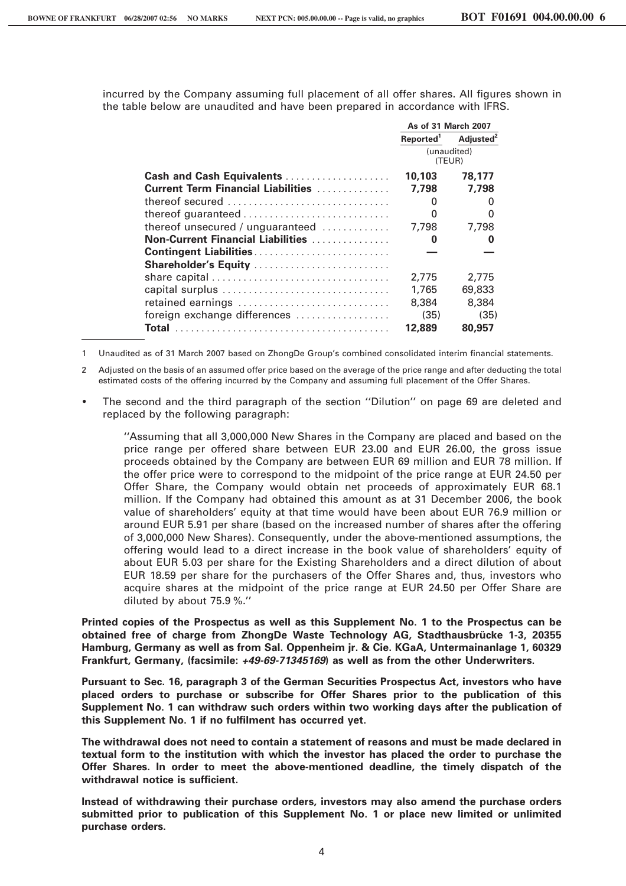incurred by the Company assuming full placement of all offer shares. All figures shown in the table below are unaudited and have been prepared in accordance with IFRS.

| | As of 31 March 2007 | |
|---|---|---|
| | Reported[1] | Adjusted[2] |
| | (unaudited) (TEUR) | |
| **Cash and Cash Equivalents** | **10,103** | **78,177** |
| **Current Term Financial Liabilities** | **7,798** | **7,798** |
| thereof secured | 0 | 0 |
| thereof guaranteed | 0 | 0 |
| thereof unsecured / unguaranteed | 7,798 | 7,798 |
| **Non-Current Financial Liabilities** | **0** | **0** |
| **Contingent Liabilities** | **—** | **—** |
| **Shareholder's Equity** | | |
| share capital | 2,775 | 2,775 |
| capital surplus | 1,765 | 69,833 |
| retained earnings | 8,384 | 8,384 |
| foreign exchange differences | (35) | (35) |
| **Total** | **12,889** | **80,957** |

1 Unaudited as of 31 March 2007 based on ZhongDe Group's combined consolidated interim financial statements.

2 Adjusted on the basis of an assumed offer price based on the average of the price range and after deducting the total estimated costs of the offering incurred by the Company and assuming full placement of the Offer Shares.

- The second and the third paragraph of the section ''Dilution'' on page 69 are deleted and replaced by the following paragraph:

  ''Assuming that all 3,000,000 New Shares in the Company are placed and based on the price range per offered share between EUR 23.00 and EUR 26.00, the gross issue proceeds obtained by the Company are between EUR 69 million and EUR 78 million. If the offer price were to correspond to the midpoint of the price range at EUR 24.50 per Offer Share, the Company would obtain net proceeds of approximately EUR 68.1 million. If the Company had obtained this amount as at 31 December 2006, the book value of shareholders' equity at that time would have been about EUR 76.9 million or around EUR 5.91 per share (based on the increased number of shares after the offering of 3,000,000 New Shares). Consequently, under the above-mentioned assumptions, the offering would lead to a direct increase in the book value of shareholders' equity of about EUR 5.03 per share for the Existing Shareholders and a direct dilution of about EUR 18.59 per share for the purchasers of the Offer Shares and, thus, investors who acquire shares at the midpoint of the price range at EUR 24.50 per Offer Share are diluted by about 75.9 %.''

**Printed copies of the Prospectus as well as this Supplement No. 1 to the Prospectus can be obtained free of charge from ZhongDe Waste Technology AG, Stadthausbrücke 1-3, 20355 Hamburg, Germany as well as from Sal. Oppenheim jr. & Cie. KGaA, Untermainanlage 1, 60329 Frankfurt, Germany, (facsimile: *+49-69-71345169*) as well as from the other Underwriters.**

**Pursuant to Sec. 16, paragraph 3 of the German Securities Prospectus Act, investors who have placed orders to purchase or subscribe for Offer Shares prior to the publication of this Supplement No. 1 can withdraw such orders within two working days after the publication of this Supplement No. 1 if no fulfilment has occurred yet.**

**The withdrawal does not need to contain a statement of reasons and must be made declared in textual form to the institution with which the investor has placed the order to purchase the Offer Shares. In order to meet the above-mentioned deadline, the timely dispatch of the withdrawal notice is sufficient.**

**Instead of withdrawing their purchase orders, investors may also amend the purchase orders submitted prior to publication of this Supplement No. 1 or place new limited or unlimited purchase orders.**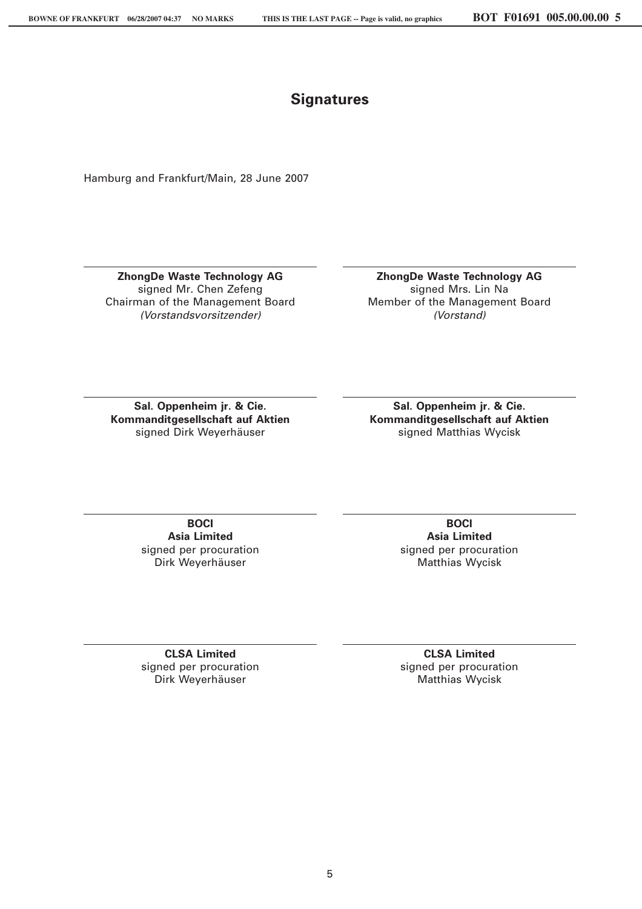## Signatures

Hamburg and Frankfurt/Main, 28 June 2007

**ZhongDe Waste Technology AG**
signed Mr. Chen Zefeng
Chairman of the Management Board
*(Vorstandsvorsitzender)*

**ZhongDe Waste Technology AG**
signed Mrs. Lin Na
Member of the Management Board
*(Vorstand)*

**Sal. Oppenheim jr. & Cie. Kommanditgesellschaft auf Aktien**
signed Dirk Weyerhäuser

**Sal. Oppenheim jr. & Cie. Kommanditgesellschaft auf Aktien**
signed Matthias Wycisk

**BOCI Asia Limited**
signed per procuration
Dirk Weyerhäuser

**BOCI Asia Limited**
signed per procuration
Matthias Wycisk

**CLSA Limited**
signed per procuration
Dirk Weyerhäuser

**CLSA Limited**
signed per procuration
Matthias Wycisk